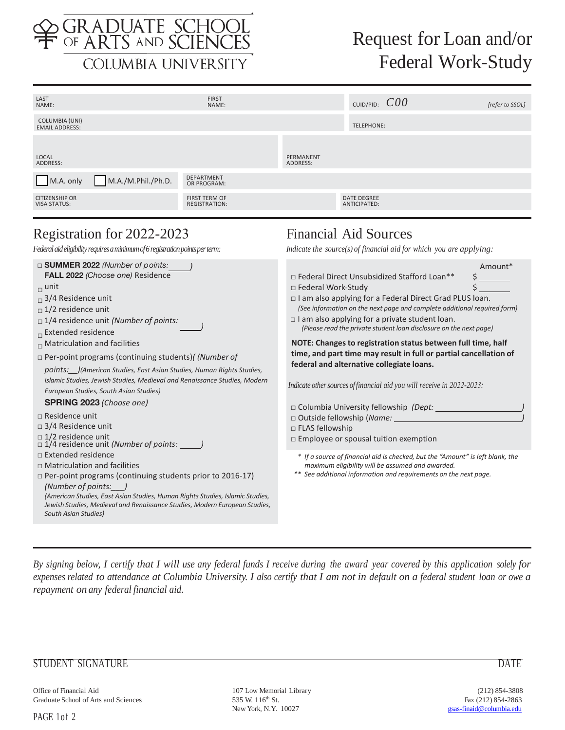# GRADUATE SCHOOL OF ARTS AND SCIENCES
## COLUMBIA UNIVERSITY

# Request for Loan and/or Federal Work-Study

| | | | |
|---|---|---|---|
| LAST NAME: | FIRST NAME: | CUID/PID: *C00* | [refer to SSOL] |
| COLUMBIA (UNI) EMAIL ADDRESS: | | TELEPHONE: | |
| LOCAL ADDRESS: | PERMANENT ADDRESS: | | |
| ☐ M.A. only ☐ M.A./M.Phil./Ph.D. | DEPARTMENT OR PROGRAM: | | |
| CITIZENSHIP OR VISA STATUS: | FIRST TERM OF REGISTRATION: | DATE DEGREE ANTICIPATED: | |

## Registration for 2022-2023

*Federal aid eligibility requires a minimum of 6 registration points per term:*

☐ **SUMMER 2022** *(Number of points:\_\_\_\_\_)*

**FALL 2022** *(Choose one)*

☐ Residence unit
☐ 3/4 Residence unit
☐ 1/2 residence unit
☐ 1/4 residence unit *(Number of points: \_\_\_\_\_)*
☐ Extended residence
☐ Matriculation and facilities
☐ Per-point programs (continuing students) *(Number of points:\_\_\_)* *(American Studies, East Asian Studies, Human Rights Studies, Islamic Studies, Jewish Studies, Medieval and Renaissance Studies, Modern European Studies, South Asian Studies)*

**SPRING 2023** *(Choose one)*

☐ Residence unit
☐ 3/4 Residence unit
☐ 1/2 residence unit
☐ 1/4 residence unit *(Number of points: \_\_\_\_\_)*
☐ Extended residence
☐ Matriculation and facilities
☐ Per-point programs (continuing students prior to 2016-17) *(Number of points:\_\_\_)*
*(American Studies, East Asian Studies, Human Rights Studies, Islamic Studies, Jewish Studies, Medieval and Renaissance Studies, Modern European Studies, South Asian Studies)*

## Financial Aid Sources

*Indicate the source(s) of financial aid for which you are applying:*

| | Amount* |
|---|---|
| ☐ Federal Direct Unsubsidized Stafford Loan** | $ \_\_\_\_\_\_ |
| ☐ Federal Work-Study | $ \_\_\_\_\_\_ |

☐ I am also applying for a Federal Direct Grad PLUS loan.
*(See information on the next page and complete additional required form)*

☐ I am also applying for a private student loan.
*(Please read the private student loan disclosure on the next page)*

**NOTE: Changes to registration status between full time, half time, and part time may result in full or partial cancellation of federal and alternative collegiate loans.**

*Indicate other sources of financial aid you will receive in 2022-2023:*

☐ Columbia University fellowship *(Dept: \_\_\_\_\_\_\_\_\_\_\_\_\_\_\_\_\_\_)*
☐ Outside fellowship (*Name: \_\_\_\_\_\_\_\_\_\_\_\_\_\_\_\_\_\_)*
☐ FLAS fellowship
☐ Employee or spousal tuition exemption

\* *If a source of financial aid is checked, but the "Amount" is left blank, the maximum eligibility will be assumed and awarded.*

\*\* *See additional information and requirements on the next page.*

---

*By signing below, I certify that I will use any federal funds I receive during the award year covered by this application solely for expenses related to attendance at Columbia University. I also certify that I am not in default on a federal student loan or owe a repayment on any federal financial aid.*

STUDENT SIGNATURE \_\_\_\_\_\_\_\_\_\_\_\_\_\_\_\_\_\_\_\_\_\_\_\_\_\_\_\_\_\_ DATE \_\_\_\_\_\_\_\_\_\_

Office of Financial Aid
Graduate School of Arts and Sciences

107 Low Memorial Library
535 W. 116th St.
New York, N.Y. 10027

(212) 854-3808
Fax (212) 854-2863
gsas-finaid@columbia.edu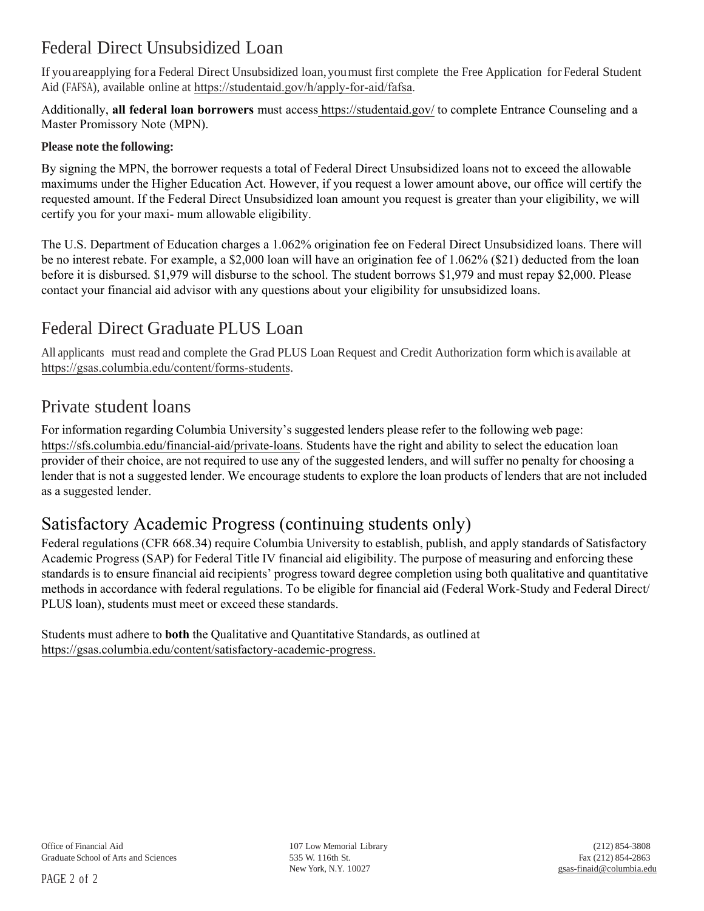## Federal Direct Unsubsidized Loan

If you are applying for a Federal Direct Unsubsidized loan, you must first complete the Free Application for Federal Student Aid (FAFSA), available online at https://studentaid.gov/h/apply-for-aid/fafsa.

Additionally, **all federal loan borrowers** must access https://studentaid.gov/ to complete Entrance Counseling and a Master Promissory Note (MPN).

**Please note the following:**

By signing the MPN, the borrower requests a total of Federal Direct Unsubsidized loans not to exceed the allowable maximums under the Higher Education Act. However, if you request a lower amount above, our office will certify the requested amount. If the Federal Direct Unsubsidized loan amount you request is greater than your eligibility, we will certify you for your maxi- mum allowable eligibility.

The U.S. Department of Education charges a 1.062% origination fee on Federal Direct Unsubsidized loans. There will be no interest rebate. For example, a $2,000 loan will have an origination fee of 1.062% ($21) deducted from the loan before it is disbursed. $1,979 will disburse to the school. The student borrows $1,979 and must repay $2,000. Please contact your financial aid advisor with any questions about your eligibility for unsubsidized loans.

## Federal Direct Graduate PLUS Loan

All applicants must read and complete the Grad PLUS Loan Request and Credit Authorization form which is available at https://gsas.columbia.edu/content/forms-students.

## Private student loans

For information regarding Columbia University's suggested lenders please refer to the following web page: https://sfs.columbia.edu/financial-aid/private-loans. Students have the right and ability to select the education loan provider of their choice, are not required to use any of the suggested lenders, and will suffer no penalty for choosing a lender that is not a suggested lender. We encourage students to explore the loan products of lenders that are not included as a suggested lender.

## Satisfactory Academic Progress (continuing students only)

Federal regulations (CFR 668.34) require Columbia University to establish, publish, and apply standards of Satisfactory Academic Progress (SAP) for Federal Title IV financial aid eligibility. The purpose of measuring and enforcing these standards is to ensure financial aid recipients' progress toward degree completion using both qualitative and quantitative methods in accordance with federal regulations. To be eligible for financial aid (Federal Work-Study and Federal Direct/ PLUS loan), students must meet or exceed these standards.

Students must adhere to **both** the Qualitative and Quantitative Standards, as outlined at https://gsas.columbia.edu/content/satisfactory-academic-progress.

Office of Financial Aid
Graduate School of Arts and Sciences

107 Low Memorial Library
535 W. 116th St.
New York, N.Y. 10027

(212) 854-3808
Fax (212) 854-2863
gsas-finaid@columbia.edu